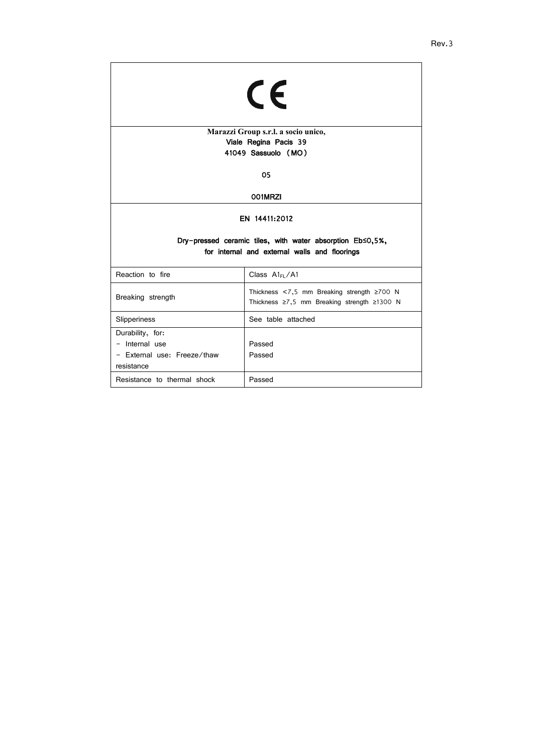Rev.3

CE

**Marazzi Group s.r.l. a socio unico,**
**Viale Regina Pacis 39**
**41049 Sassuolo (MO)**

**05**

**001MRZI**

**EN 14411:2012**

**Dry-pressed ceramic tiles, with water absorption Eb≤0,5%, for internal and external walls and floorings**

| Reaction to fire | Class $A1_{FL}$/A1 |
|---|---|
| Breaking strength | Thickness <7,5 mm Breaking strength ≥700 N<br>Thickness ≥7,5 mm Breaking strength ≥1300 N |
| Slipperiness | See table attached |
| Durability, for:<br>- Internal use<br>- External use: Freeze/thaw resistance | <br>Passed<br>Passed |
| Resistance to thermal shock | Passed |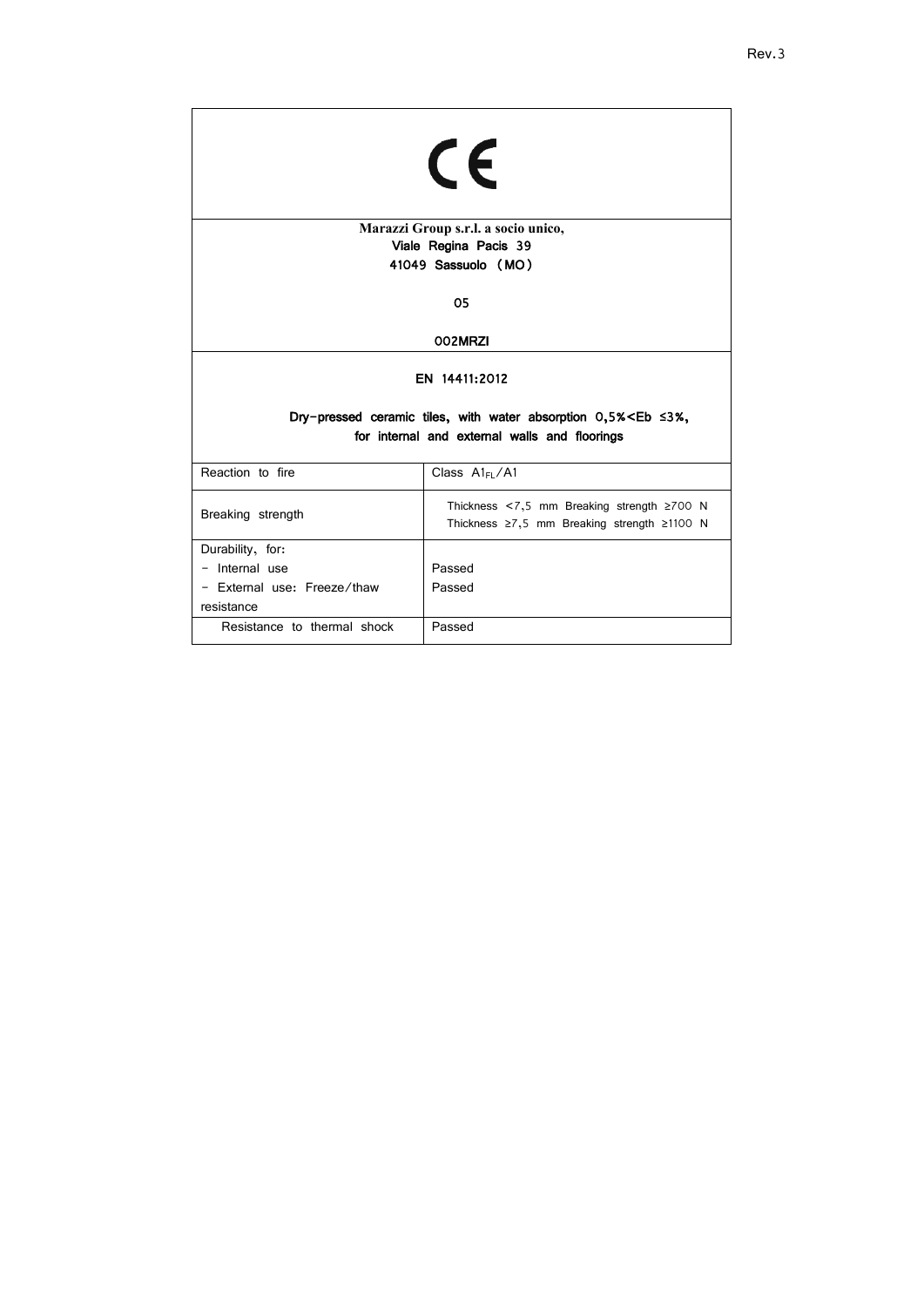Rev.3

CE

**Marazzi Group s.r.l. a socio unico,**
**Viale Regina Pacis 39**
**41049 Sassuolo (MO)**

**05**

**002MRZI**

**EN 14411:2012**

**Dry-pressed ceramic tiles, with water absorption 0,5%<Eb ≤3%, for internal and external walls and floorings**

| Reaction to fire | Class $A1_{FL}$/A1 |
|---|---|
| Breaking strength | Thickness <7,5 mm Breaking strength ≥700 N<br>Thickness ≥7,5 mm Breaking strength ≥1100 N |
| Durability, for:<br>- Internal use<br>- External use: Freeze/thaw resistance | <br>Passed<br>Passed |
| Resistance to thermal shock | Passed |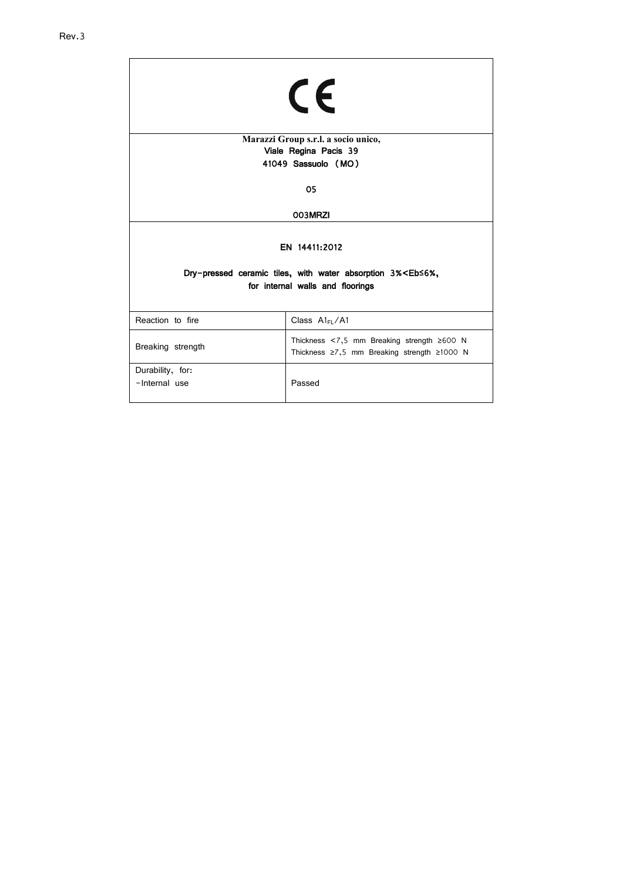Rev.3

CE

**Marazzi Group s.r.l. a socio unico,**
Viale Regina Pacis 39
41049 Sassuolo (MO)

05

003MRZI

EN 14411:2012

Dry-pressed ceramic tiles, with water absorption 3%<Eb≤6%,
for internal walls and floorings

| Reaction to fire | Class $A1_{FL}$/A1 |
|---|---|
| Breaking strength | Thickness <7,5 mm Breaking strength ≥600 N<br>Thickness ≥7,5 mm Breaking strength ≥1000 N |
| Durability, for:<br>-Internal use | Passed |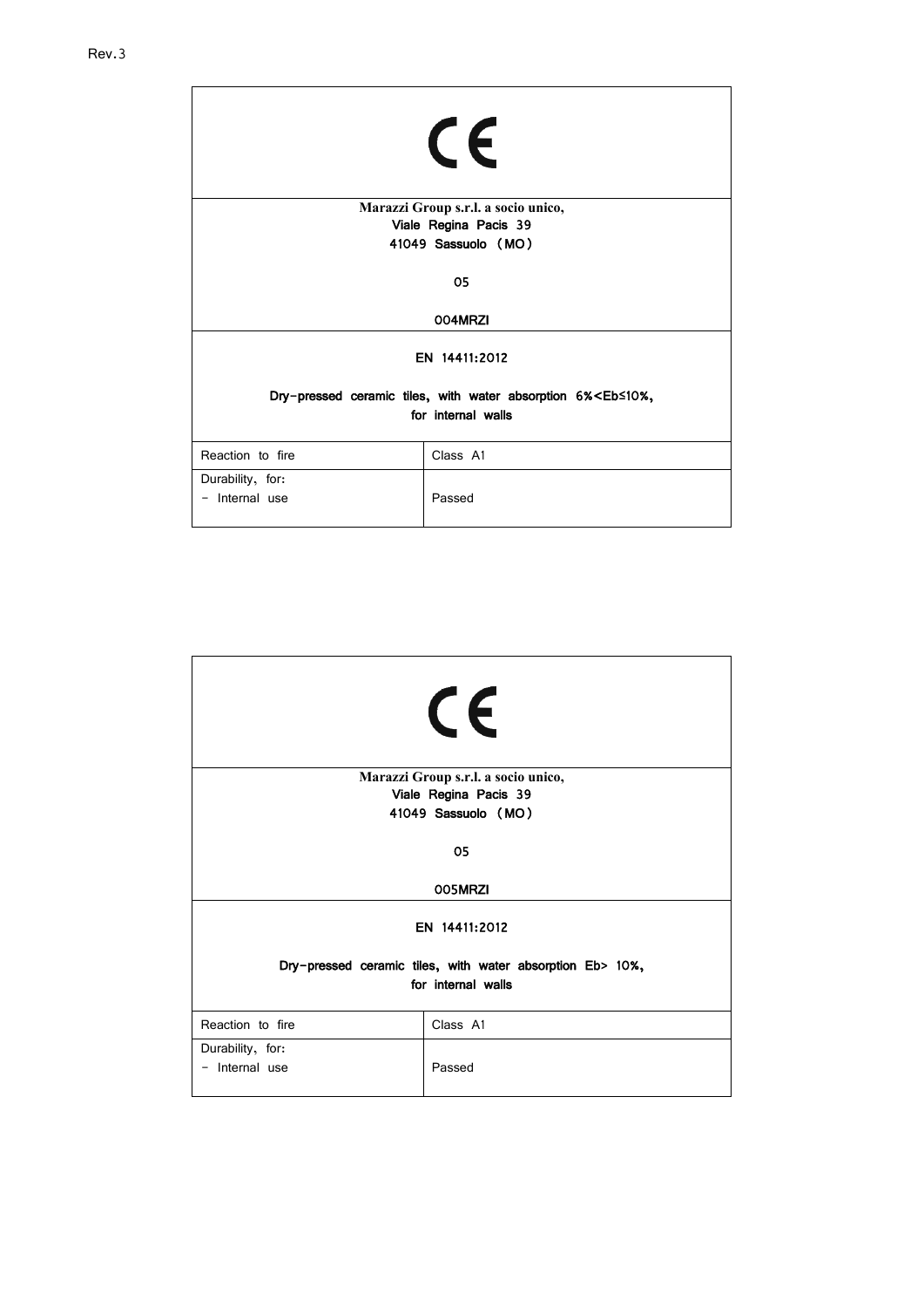Rev.3

CE

**Marazzi Group s.r.l. a socio unico,**
Viale Regina Pacis 39
41049 Sassuolo （MO）

05

004MRZI

EN 14411:2012

Dry-pressed ceramic tiles, with water absorption 6%<Eb≤10%, for internal walls

| Reaction to fire | Class A1 |
|---|---|
| Durability, for:<br>- Internal use | Passed |

CE

**Marazzi Group s.r.l. a socio unico,**
Viale Regina Pacis 39
41049 Sassuolo （MO）

05

005MRZI

EN 14411:2012

Dry-pressed ceramic tiles, with water absorption Eb> 10%, for internal walls

| Reaction to fire | Class A1 |
|---|---|
| Durability, for:<br>- Internal use | Passed |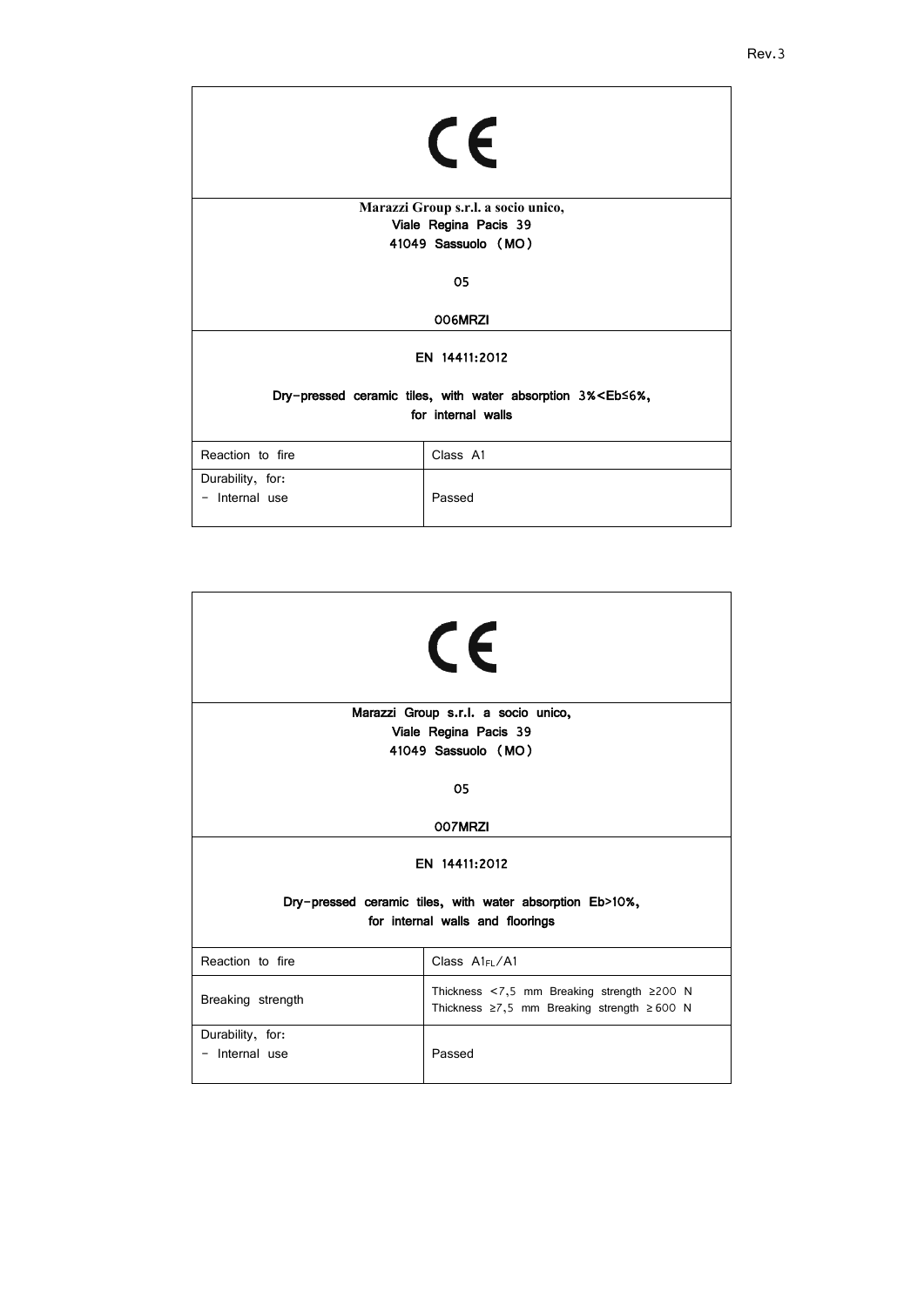CE

**Marazzi Group s.r.l. a socio unico,**
Viale Regina Pacis 39
41049 Sassuolo （MO）

05

**006MRZI**

EN 14411:2012

**Dry-pressed ceramic tiles, with water absorption 3%<Eb≤6%, for internal walls**

| Reaction to fire | Class A1 |
|---|---|
| Durability, for:<br>- Internal use | Passed |

CE

**Marazzi Group s.r.l. a socio unico,**
Viale Regina Pacis 39
41049 Sassuolo （MO）

05

**007MRZI**

EN 14411:2012

**Dry-pressed ceramic tiles, with water absorption Eb>10%, for internal walls and floorings**

| Reaction to fire | Class $A1_{FL}$/A1 |
|---|---|
| Breaking strength | Thickness <7,5 mm Breaking strength ≥200 N<br>Thickness ≥7,5 mm Breaking strength ≥ 600 N |
| Durability, for:<br>- Internal use | Passed |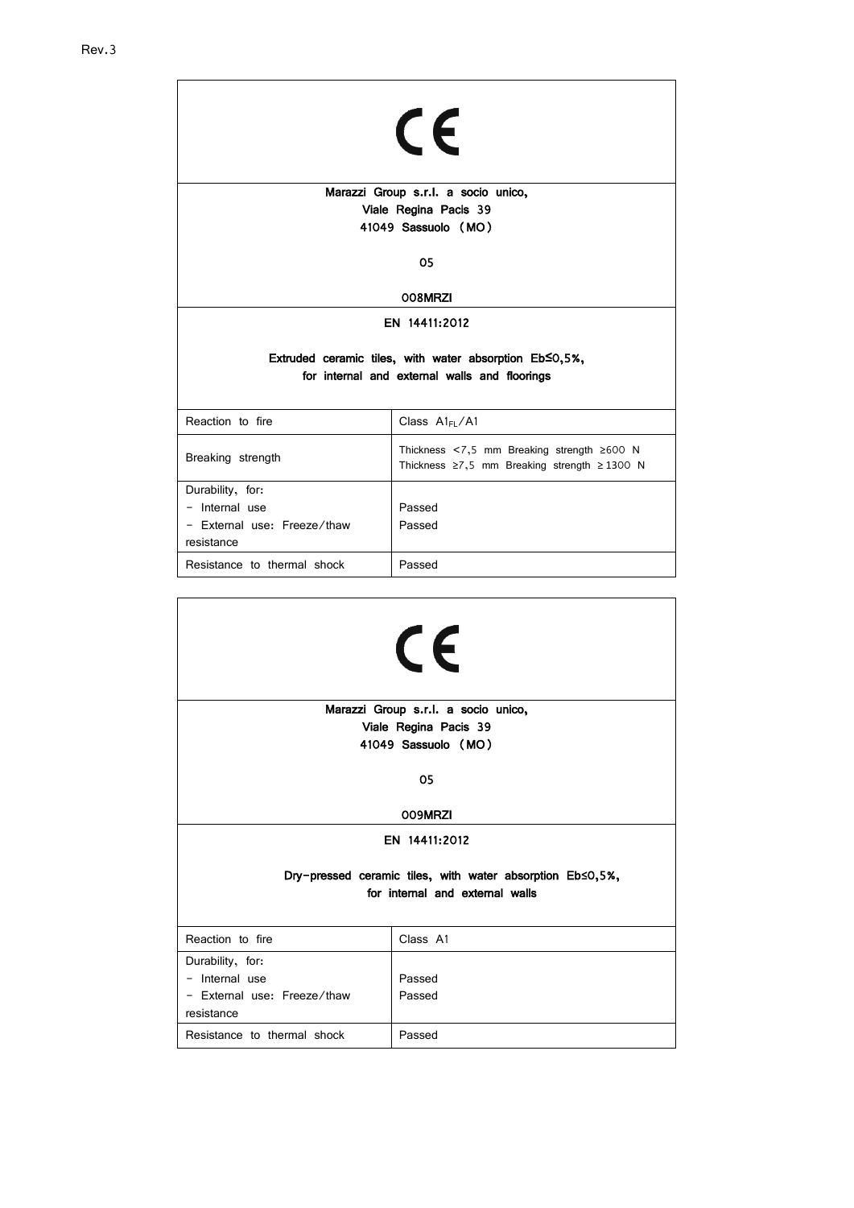Rev.3

CE

**Marazzi Group s.r.l. a socio unico,**
**Viale Regina Pacis 39**
**41049 Sassuolo (MO)**

**05**

**008MRZI**

**EN 14411:2012**

**Extruded ceramic tiles, with water absorption Eb≤0,5%, for internal and external walls and floorings**

| Reaction to fire | Class $A1_{FL}$/A1 |
|---|---|
| Breaking strength | Thickness <7,5 mm Breaking strength ≥600 N<br>Thickness ≥7,5 mm Breaking strength ≥1300 N |
| Durability, for:<br>- Internal use<br>- External use: Freeze/thaw resistance | <br>Passed<br>Passed |
| Resistance to thermal shock | Passed |

CE

**Marazzi Group s.r.l. a socio unico,**
**Viale Regina Pacis 39**
**41049 Sassuolo (MO)**

**05**

**009MRZI**

**EN 14411:2012**

**Dry-pressed ceramic tiles, with water absorption Eb≤0,5%, for internal and external walls**

| Reaction to fire | Class A1 |
|---|---|
| Durability, for:<br>- Internal use<br>- External use: Freeze/thaw resistance | <br>Passed<br>Passed |
| Resistance to thermal shock | Passed |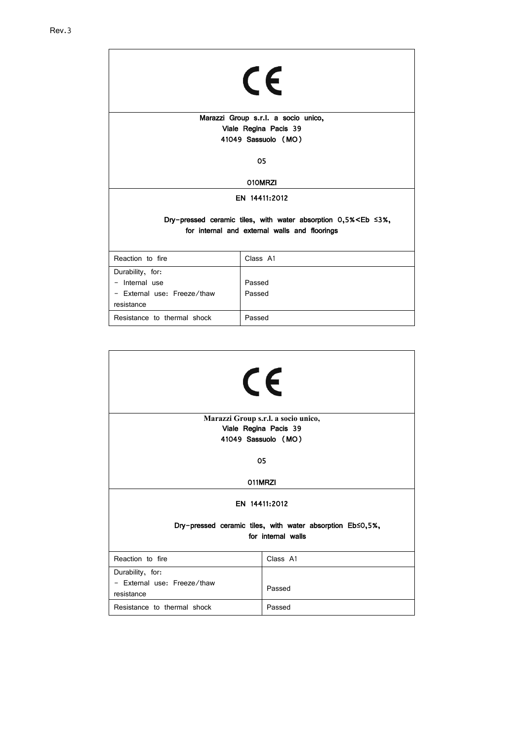Rev.3

CE

Marazzi Group s.r.l. a socio unico,
Viale Regina Pacis 39
41049 Sassuolo (MO)

05

010MRZI

EN 14411:2012

Dry-pressed ceramic tiles, with water absorption 0,5%<Eb ≤3%,
for internal and external walls and floorings

| | |
|---|---|
| Reaction to fire | Class A1 |
| Durability, for:<br>- Internal use<br>- External use: Freeze/thaw resistance | <br>Passed<br>Passed |
| Resistance to thermal shock | Passed |

CE

Marazzi Group s.r.l. a socio unico,
Viale Regina Pacis 39
41049 Sassuolo (MO)

05

011MRZI

EN 14411:2012

Dry-pressed ceramic tiles, with water absorption Eb≤0,5%,
for internal walls

| | |
|---|---|
| Reaction to fire | Class A1 |
| Durability, for:<br>- External use: Freeze/thaw resistance | Passed |
| Resistance to thermal shock | Passed |